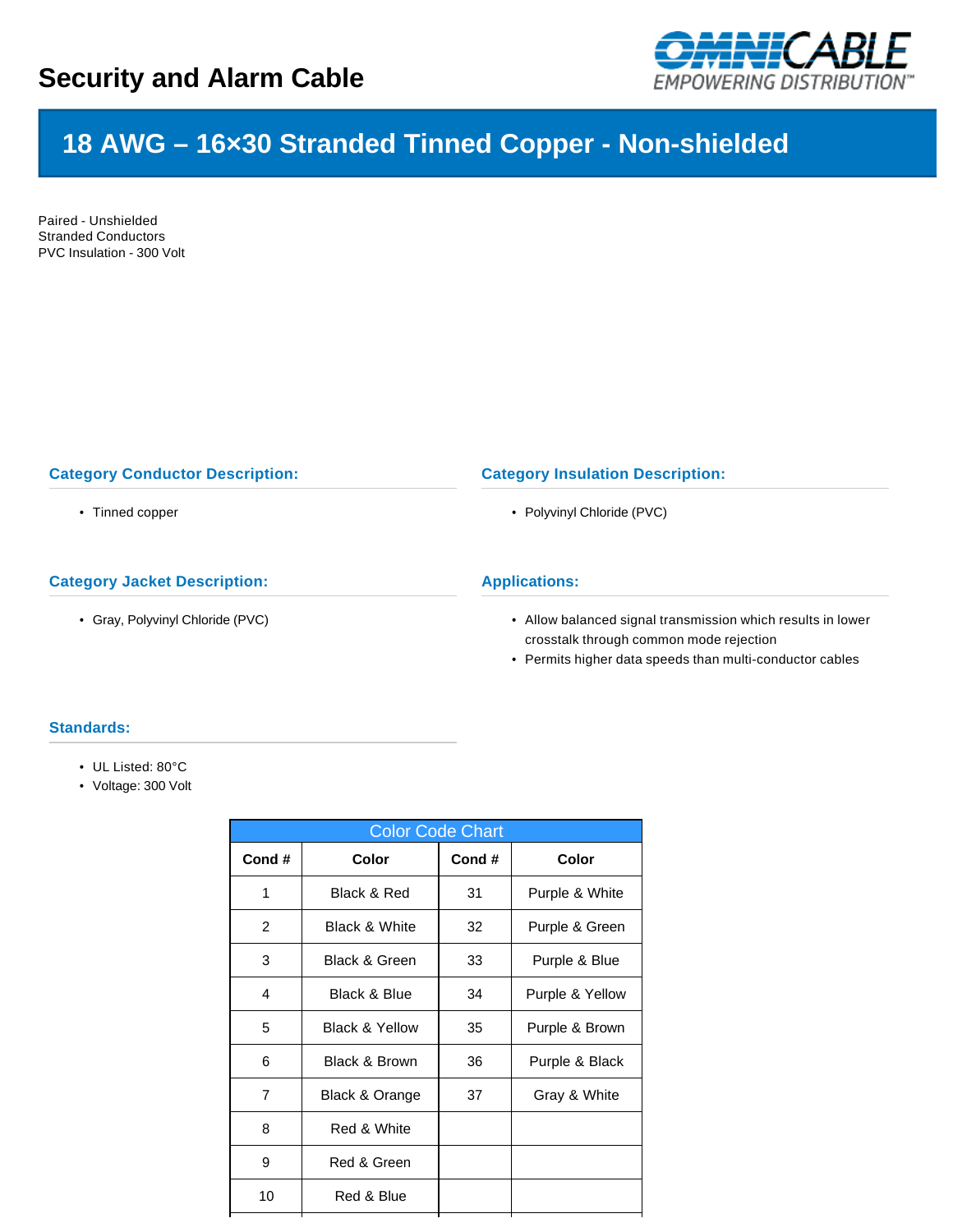# Security and Alarm Cable

## 18 AWG – 16×30 Stranded Tinned Copper - Non-shielded

Paired - Unshielded
Stranded Conductors
PVC Insulation - 300 Volt

### Category Conductor Description:

- Tinned copper

### Category Insulation Description:

- Polyvinyl Chloride (PVC)

### Category Jacket Description:

- Gray, Polyvinyl Chloride (PVC)

### Applications:

- Allow balanced signal transmission which results in lower crosstalk through common mode rejection
- Permits higher data speeds than multi-conductor cables

### Standards:

- UL Listed: 80°C
- Voltage: 300 Volt

Color Code Chart

| Cond # | Color | Cond # | Color |
|---|---|---|---|
| 1 | Black & Red | 31 | Purple & White |
| 2 | Black & White | 32 | Purple & Green |
| 3 | Black & Green | 33 | Purple & Blue |
| 4 | Black & Blue | 34 | Purple & Yellow |
| 5 | Black & Yellow | 35 | Purple & Brown |
| 6 | Black & Brown | 36 | Purple & Black |
| 7 | Black & Orange | 37 | Gray & White |
| 8 | Red & White | | |
| 9 | Red & Green | | |
| 10 | Red & Blue | | |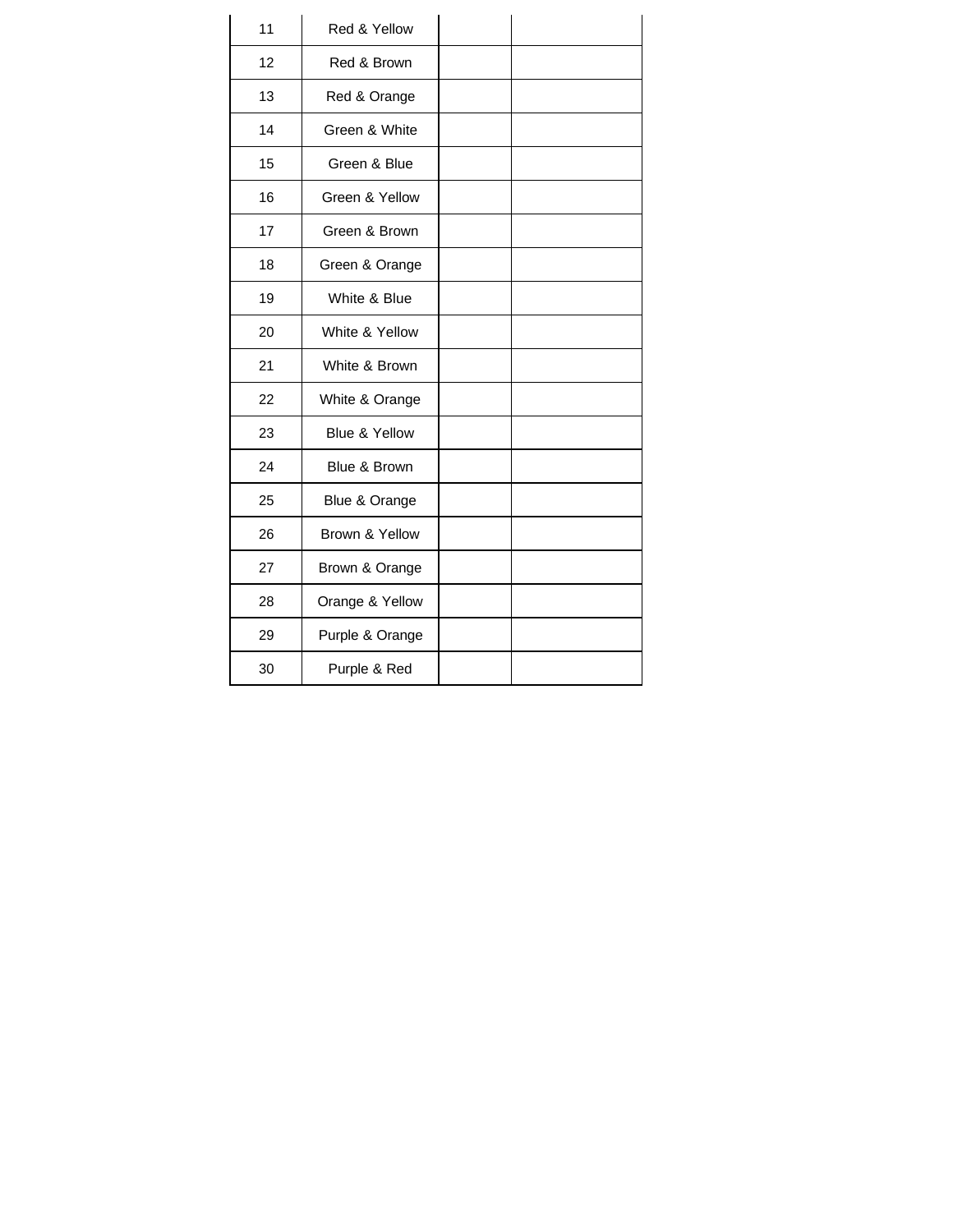| | | | |
|---|---|---|---|
| 11 | Red & Yellow | | |
| 12 | Red & Brown | | |
| 13 | Red & Orange | | |
| 14 | Green & White | | |
| 15 | Green & Blue | | |
| 16 | Green & Yellow | | |
| 17 | Green & Brown | | |
| 18 | Green & Orange | | |
| 19 | White & Blue | | |
| 20 | White & Yellow | | |
| 21 | White & Brown | | |
| 22 | White & Orange | | |
| 23 | Blue & Yellow | | |
| 24 | Blue & Brown | | |
| 25 | Blue & Orange | | |
| 26 | Brown & Yellow | | |
| 27 | Brown & Orange | | |
| 28 | Orange & Yellow | | |
| 29 | Purple & Orange | | |
| 30 | Purple & Red | | |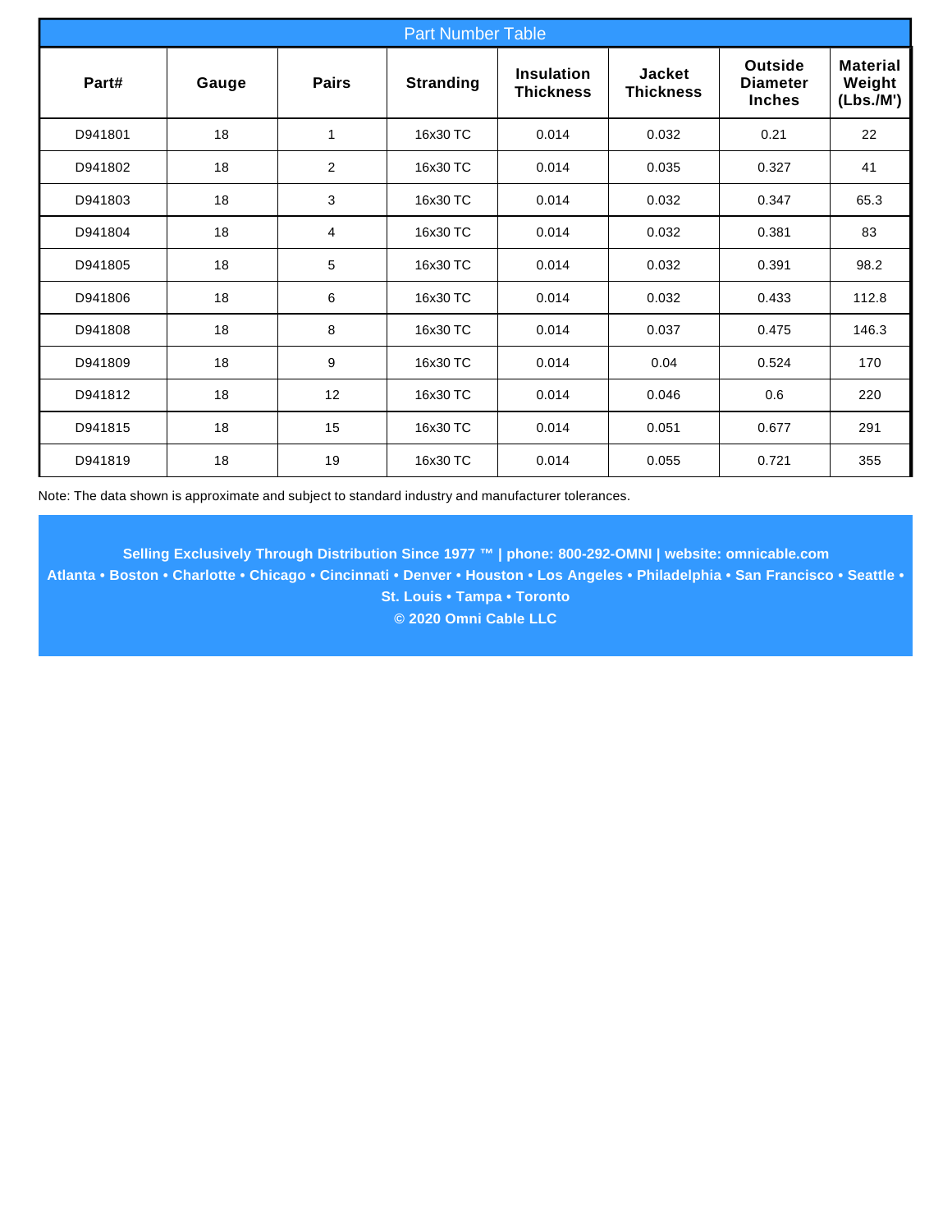## Part Number Table

| Part# | Gauge | Pairs | Stranding | Insulation Thickness | Jacket Thickness | Outside Diameter Inches | Material Weight (Lbs./M') |
|---|---|---|---|---|---|---|---|
| D941801 | 18 | 1 | 16x30 TC | 0.014 | 0.032 | 0.21 | 22 |
| D941802 | 18 | 2 | 16x30 TC | 0.014 | 0.035 | 0.327 | 41 |
| D941803 | 18 | 3 | 16x30 TC | 0.014 | 0.032 | 0.347 | 65.3 |
| D941804 | 18 | 4 | 16x30 TC | 0.014 | 0.032 | 0.381 | 83 |
| D941805 | 18 | 5 | 16x30 TC | 0.014 | 0.032 | 0.391 | 98.2 |
| D941806 | 18 | 6 | 16x30 TC | 0.014 | 0.032 | 0.433 | 112.8 |
| D941808 | 18 | 8 | 16x30 TC | 0.014 | 0.037 | 0.475 | 146.3 |
| D941809 | 18 | 9 | 16x30 TC | 0.014 | 0.04 | 0.524 | 170 |
| D941812 | 18 | 12 | 16x30 TC | 0.014 | 0.046 | 0.6 | 220 |
| D941815 | 18 | 15 | 16x30 TC | 0.014 | 0.051 | 0.677 | 291 |
| D941819 | 18 | 19 | 16x30 TC | 0.014 | 0.055 | 0.721 | 355 |

Note: The data shown is approximate and subject to standard industry and manufacturer tolerances.

**Selling Exclusively Through Distribution Since 1977 ™ | phone: 800-292-OMNI | website: omnicable.com**
**Atlanta • Boston • Charlotte • Chicago • Cincinnati • Denver • Houston • Los Angeles • Philadelphia • San Francisco • Seattle • St. Louis • Tampa • Toronto**
**© 2020 Omni Cable LLC**